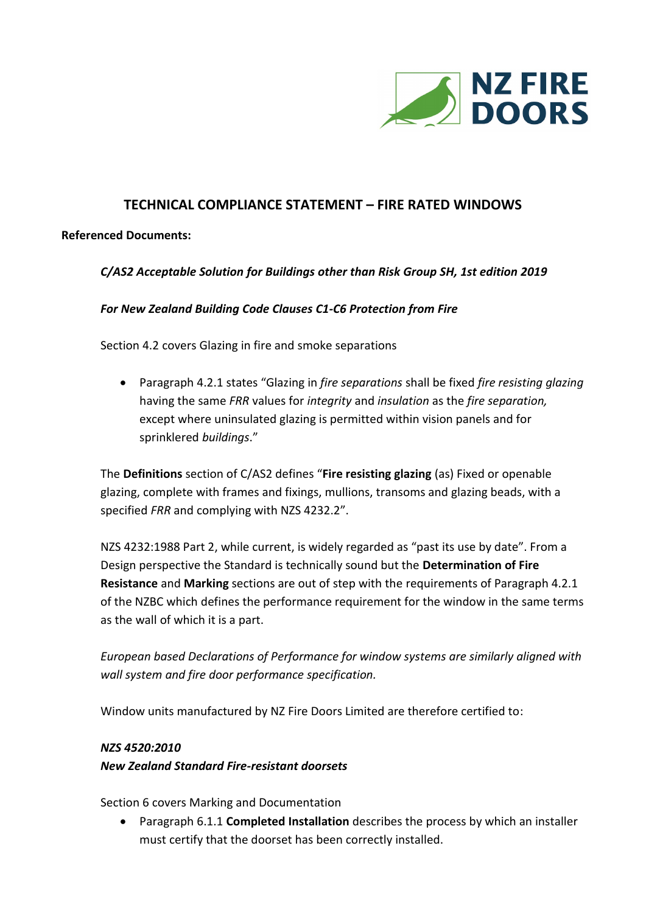NZ FIRE DOORS

# TECHNICAL COMPLIANCE STATEMENT – FIRE RATED WINDOWS

**Referenced Documents:**

***C/AS2 Acceptable Solution for Buildings other than Risk Group SH, 1st edition 2019***

***For New Zealand Building Code Clauses C1-C6 Protection from Fire***

Section 4.2 covers Glazing in fire and smoke separations

- Paragraph 4.2.1 states "Glazing in *fire separations* shall be fixed *fire resisting glazing* having the same *FRR* values for *integrity* and *insulation* as the *fire separation,* except where uninsulated glazing is permitted within vision panels and for sprinklered *buildings*."

The **Definitions** section of C/AS2 defines "**Fire resisting glazing** (as) Fixed or openable glazing, complete with frames and fixings, mullions, transoms and glazing beads, with a specified *FRR* and complying with NZS 4232.2".

NZS 4232:1988 Part 2, while current, is widely regarded as "past its use by date". From a Design perspective the Standard is technically sound but the **Determination of Fire Resistance** and **Marking** sections are out of step with the requirements of Paragraph 4.2.1 of the NZBC which defines the performance requirement for the window in the same terms as the wall of which it is a part.

*European based Declarations of Performance for window systems are similarly aligned with wall system and fire door performance specification.*

Window units manufactured by NZ Fire Doors Limited are therefore certified to:

***NZS 4520:2010***
***New Zealand Standard Fire-resistant doorsets***

Section 6 covers Marking and Documentation

- Paragraph 6.1.1 **Completed Installation** describes the process by which an installer must certify that the doorset has been correctly installed.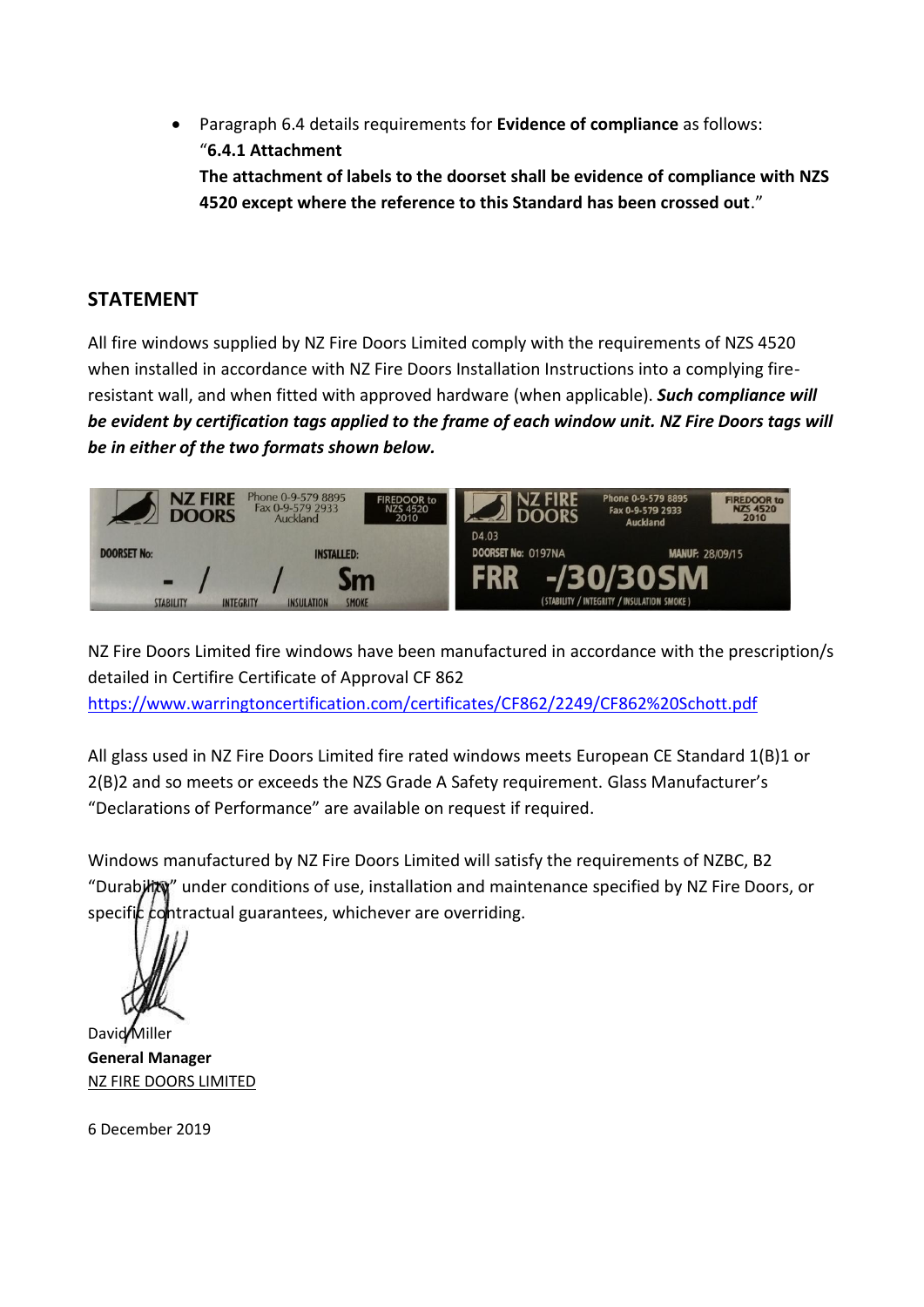- Paragraph 6.4 details requirements for **Evidence of compliance** as follows:
  "**6.4.1 Attachment**
  **The attachment of labels to the doorset shall be evidence of compliance with NZS 4520 except where the reference to this Standard has been crossed out**."

## STATEMENT

All fire windows supplied by NZ Fire Doors Limited comply with the requirements of NZS 4520 when installed in accordance with NZ Fire Doors Installation Instructions into a complying fire-resistant wall, and when fitted with approved hardware (when applicable). ***Such compliance will be evident by certification tags applied to the frame of each window unit. NZ Fire Doors tags will be in either of the two formats shown below.***

NZ FIRE DOORS Phone 0-9-579 8895 Fax 0-9-579 2933 Auckland FIREDOOR to NZS 4520 2010
DOORSET No: INSTALLED:
- / / Sm
STABILITY INTEGRITY INSULATION SMOKE

NZ FIRE DOORS Phone 0-9-579 8895 Fax 0-9-579 2933 Auckland FIREDOOR to NZS 4520 2010
D4.03
DOORSET No: 0197NA MANUF: 28/09/15
FRR -/30/30SM
(STABILITY / INTEGRITY / INSULATION SMOKE)

NZ Fire Doors Limited fire windows have been manufactured in accordance with the prescription/s detailed in Certifire Certificate of Approval CF 862
https://www.warringtoncertification.com/certificates/CF862/2249/CF862%20Schott.pdf

All glass used in NZ Fire Doors Limited fire rated windows meets European CE Standard 1(B)1 or 2(B)2 and so meets or exceeds the NZS Grade A Safety requirement. Glass Manufacturer's "Declarations of Performance" are available on request if required.

Windows manufactured by NZ Fire Doors Limited will satisfy the requirements of NZBC, B2 "Durability" under conditions of use, installation and maintenance specified by NZ Fire Doors, or specific contractual guarantees, whichever are overriding.

David Miller
**General Manager**
NZ FIRE DOORS LIMITED

6 December 2019